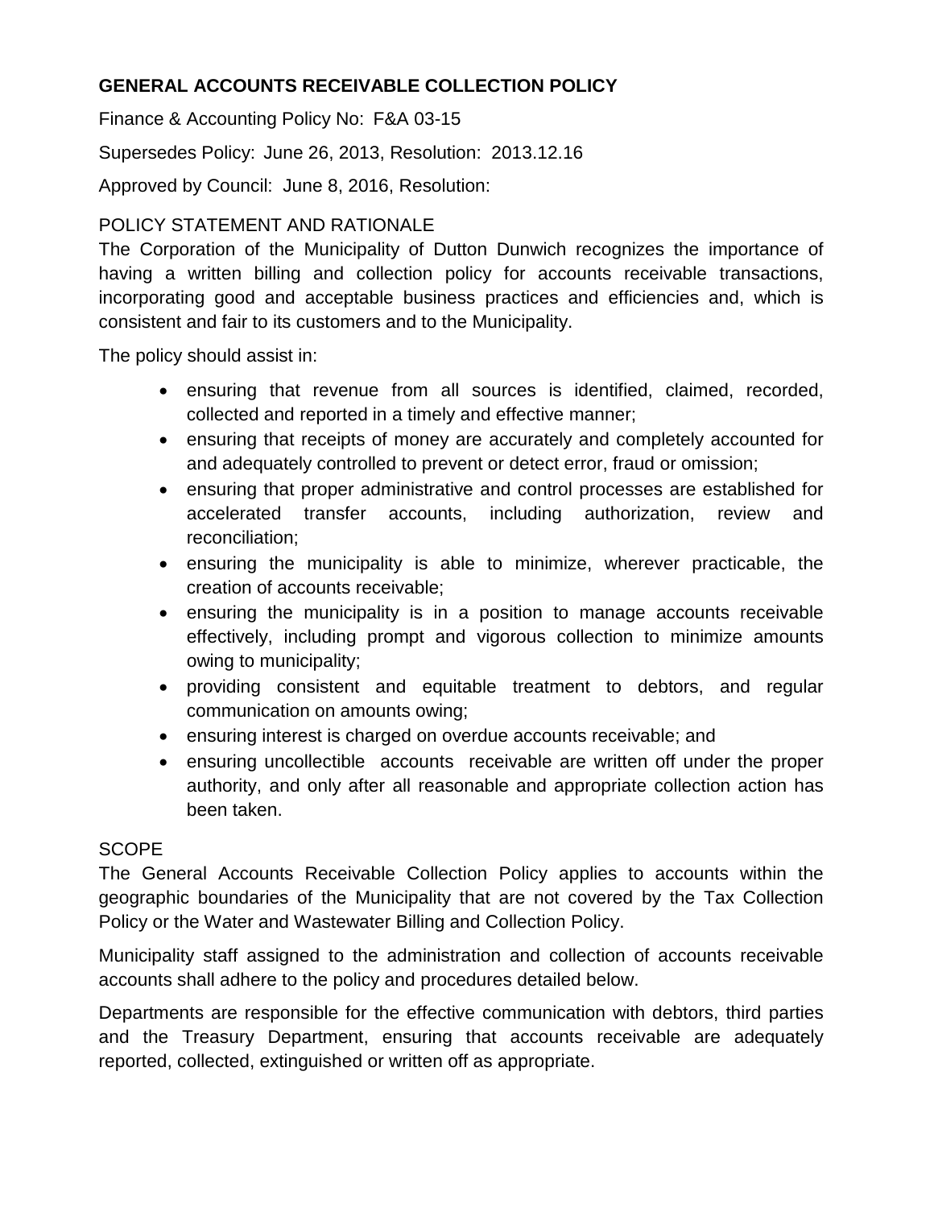# GENERAL ACCOUNTS RECEIVABLE COLLECTION POLICY

Finance & Accounting Policy No: F&A 03-15

Supersedes Policy: June 26, 2013, Resolution: 2013.12.16

Approved by Council: June 8, 2016, Resolution:

## POLICY STATEMENT AND RATIONALE

The Corporation of the Municipality of Dutton Dunwich recognizes the importance of having a written billing and collection policy for accounts receivable transactions, incorporating good and acceptable business practices and efficiencies and, which is consistent and fair to its customers and to the Municipality.

The policy should assist in:

- ensuring that revenue from all sources is identified, claimed, recorded, collected and reported in a timely and effective manner;
- ensuring that receipts of money are accurately and completely accounted for and adequately controlled to prevent or detect error, fraud or omission;
- ensuring that proper administrative and control processes are established for accelerated transfer accounts, including authorization, review and reconciliation;
- ensuring the municipality is able to minimize, wherever practicable, the creation of accounts receivable;
- ensuring the municipality is in a position to manage accounts receivable effectively, including prompt and vigorous collection to minimize amounts owing to municipality;
- providing consistent and equitable treatment to debtors, and regular communication on amounts owing;
- ensuring interest is charged on overdue accounts receivable; and
- ensuring uncollectible accounts receivable are written off under the proper authority, and only after all reasonable and appropriate collection action has been taken.

## SCOPE

The General Accounts Receivable Collection Policy applies to accounts within the geographic boundaries of the Municipality that are not covered by the Tax Collection Policy or the Water and Wastewater Billing and Collection Policy.

Municipality staff assigned to the administration and collection of accounts receivable accounts shall adhere to the policy and procedures detailed below.

Departments are responsible for the effective communication with debtors, third parties and the Treasury Department, ensuring that accounts receivable are adequately reported, collected, extinguished or written off as appropriate.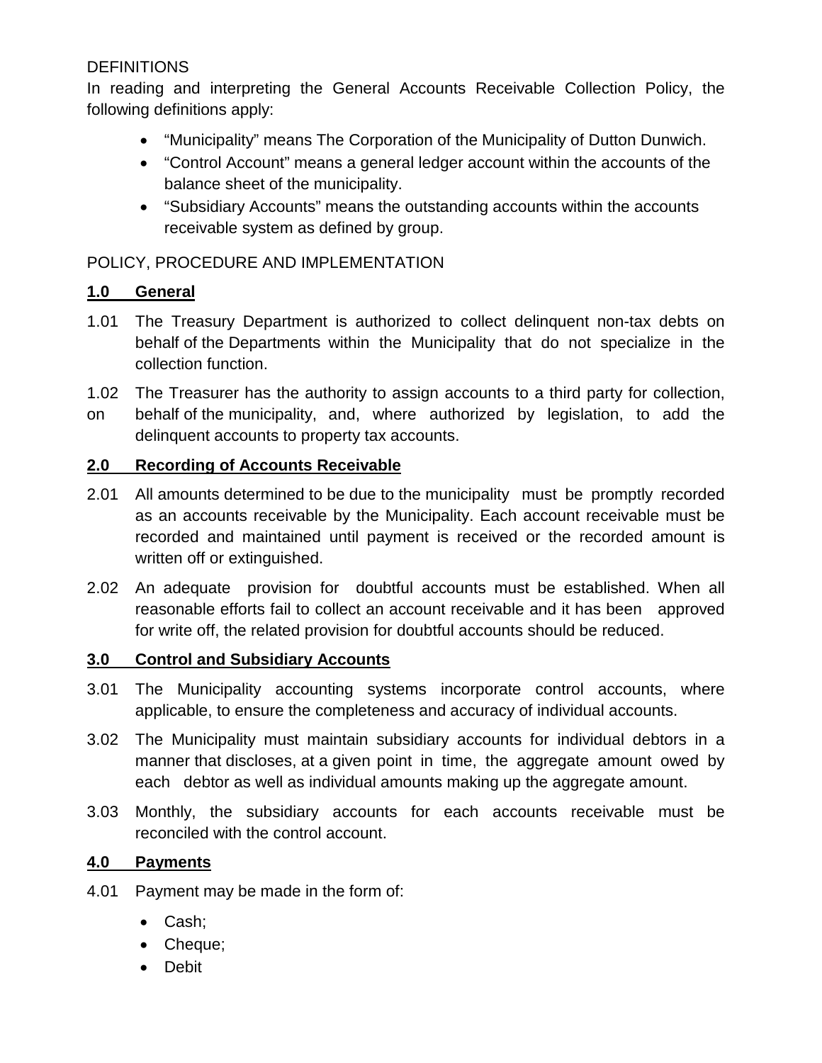DEFINITIONS

In reading and interpreting the General Accounts Receivable Collection Policy, the following definitions apply:

- “Municipality” means The Corporation of the Municipality of Dutton Dunwich.
- “Control Account” means a general ledger account within the accounts of the balance sheet of the municipality.
- “Subsidiary Accounts” means the outstanding accounts within the accounts receivable system as defined by group.

POLICY, PROCEDURE AND IMPLEMENTATION

**1.0 General**

1.01 The Treasury Department is authorized to collect delinquent non-tax debts on behalf of the Departments within the Municipality that do not specialize in the collection function.

1.02 The Treasurer has the authority to assign accounts to a third party for collection, on behalf of the municipality, and, where authorized by legislation, to add the delinquent accounts to property tax accounts.

**2.0 Recording of Accounts Receivable**

2.01 All amounts determined to be due to the municipality must be promptly recorded as an accounts receivable by the Municipality. Each account receivable must be recorded and maintained until payment is received or the recorded amount is written off or extinguished.

2.02 An adequate provision for doubtful accounts must be established. When all reasonable efforts fail to collect an account receivable and it has been approved for write off, the related provision for doubtful accounts should be reduced.

**3.0 Control and Subsidiary Accounts**

3.01 The Municipality accounting systems incorporate control accounts, where applicable, to ensure the completeness and accuracy of individual accounts.

3.02 The Municipality must maintain subsidiary accounts for individual debtors in a manner that discloses, at a given point in time, the aggregate amount owed by each debtor as well as individual amounts making up the aggregate amount.

3.03 Monthly, the subsidiary accounts for each accounts receivable must be reconciled with the control account.

**4.0 Payments**

4.01 Payment may be made in the form of:

- Cash;
- Cheque;
- Debit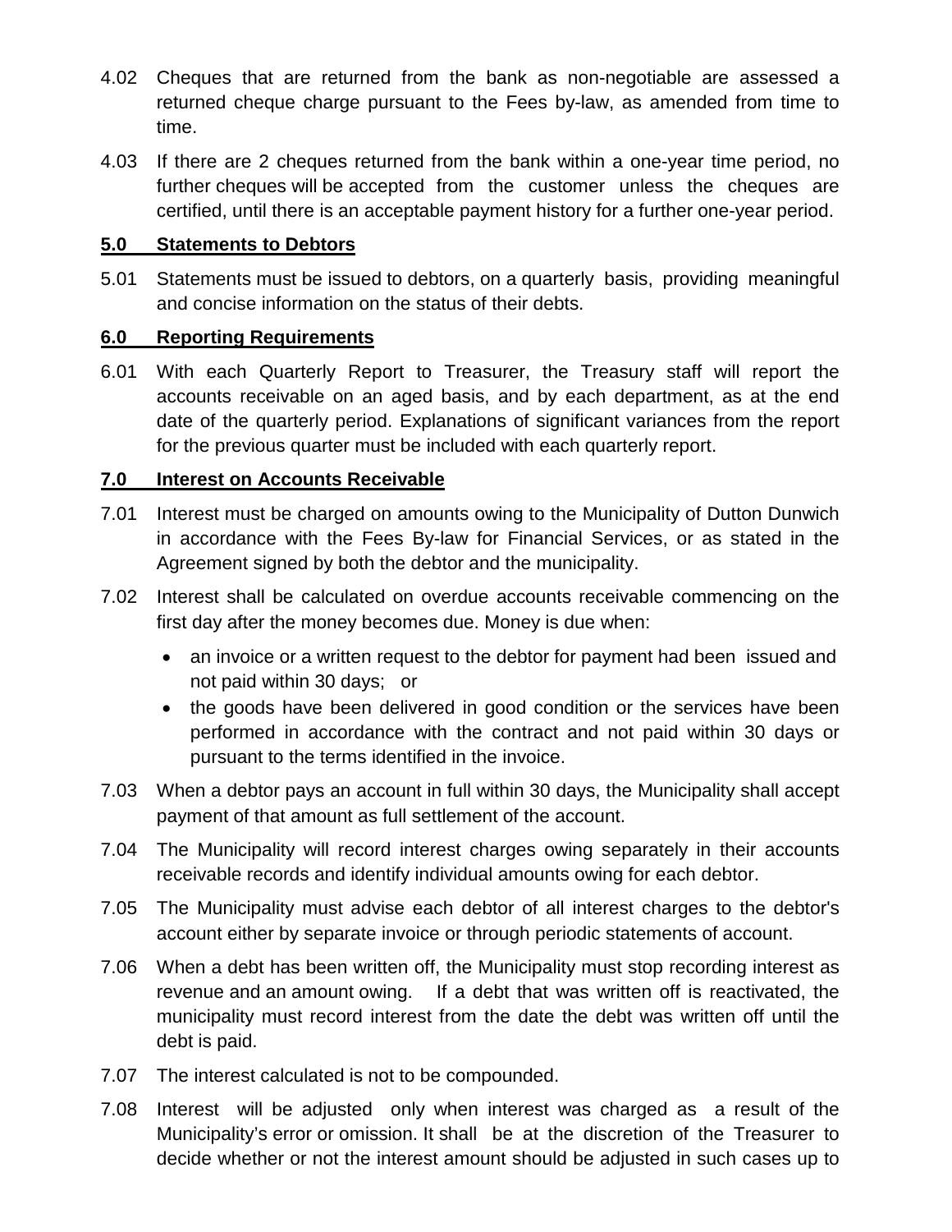4.02 Cheques that are returned from the bank as non-negotiable are assessed a returned cheque charge pursuant to the Fees by-law, as amended from time to time.

4.03 If there are 2 cheques returned from the bank within a one-year time period, no further cheques will be accepted from the customer unless the cheques are certified, until there is an acceptable payment history for a further one-year period.

## 5.0 Statements to Debtors

5.01 Statements must be issued to debtors, on a quarterly basis, providing meaningful and concise information on the status of their debts.

## 6.0 Reporting Requirements

6.01 With each Quarterly Report to Treasurer, the Treasury staff will report the accounts receivable on an aged basis, and by each department, as at the end date of the quarterly period. Explanations of significant variances from the report for the previous quarter must be included with each quarterly report.

## 7.0 Interest on Accounts Receivable

7.01 Interest must be charged on amounts owing to the Municipality of Dutton Dunwich in accordance with the Fees By-law for Financial Services, or as stated in the Agreement signed by both the debtor and the municipality.

7.02 Interest shall be calculated on overdue accounts receivable commencing on the first day after the money becomes due. Money is due when:

- an invoice or a written request to the debtor for payment had been issued and not paid within 30 days; or
- the goods have been delivered in good condition or the services have been performed in accordance with the contract and not paid within 30 days or pursuant to the terms identified in the invoice.

7.03 When a debtor pays an account in full within 30 days, the Municipality shall accept payment of that amount as full settlement of the account.

7.04 The Municipality will record interest charges owing separately in their accounts receivable records and identify individual amounts owing for each debtor.

7.05 The Municipality must advise each debtor of all interest charges to the debtor's account either by separate invoice or through periodic statements of account.

7.06 When a debt has been written off, the Municipality must stop recording interest as revenue and an amount owing. If a debt that was written off is reactivated, the municipality must record interest from the date the debt was written off until the debt is paid.

7.07 The interest calculated is not to be compounded.

7.08 Interest will be adjusted only when interest was charged as a result of the Municipality's error or omission. It shall be at the discretion of the Treasurer to decide whether or not the interest amount should be adjusted in such cases up to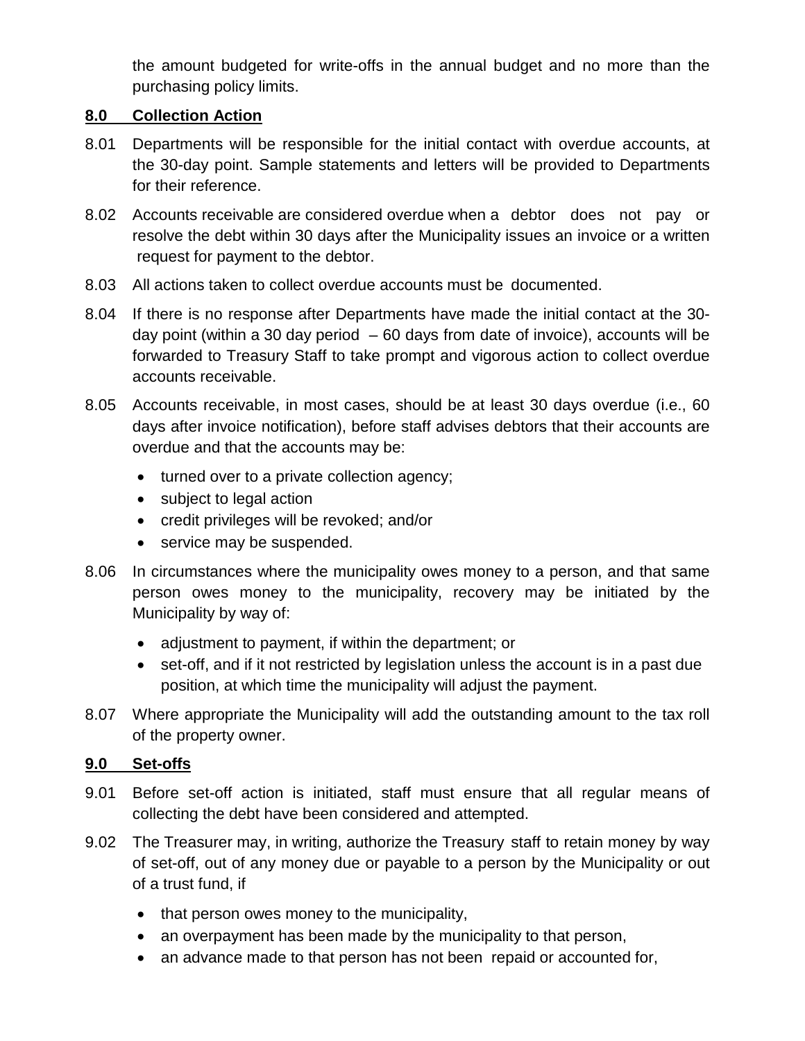the amount budgeted for write-offs in the annual budget and no more than the purchasing policy limits.

## 8.0 Collection Action

8.01 Departments will be responsible for the initial contact with overdue accounts, at the 30-day point. Sample statements and letters will be provided to Departments for their reference.

8.02 Accounts receivable are considered overdue when a debtor does not pay or resolve the debt within 30 days after the Municipality issues an invoice or a written request for payment to the debtor.

8.03 All actions taken to collect overdue accounts must be documented.

8.04 If there is no response after Departments have made the initial contact at the 30-day point (within a 30 day period – 60 days from date of invoice), accounts will be forwarded to Treasury Staff to take prompt and vigorous action to collect overdue accounts receivable.

8.05 Accounts receivable, in most cases, should be at least 30 days overdue (i.e., 60 days after invoice notification), before staff advises debtors that their accounts are overdue and that the accounts may be:

- turned over to a private collection agency;
- subject to legal action
- credit privileges will be revoked; and/or
- service may be suspended.

8.06 In circumstances where the municipality owes money to a person, and that same person owes money to the municipality, recovery may be initiated by the Municipality by way of:

- adjustment to payment, if within the department; or
- set-off, and if it not restricted by legislation unless the account is in a past due position, at which time the municipality will adjust the payment.

8.07 Where appropriate the Municipality will add the outstanding amount to the tax roll of the property owner.

## 9.0 Set-offs

9.01 Before set-off action is initiated, staff must ensure that all regular means of collecting the debt have been considered and attempted.

9.02 The Treasurer may, in writing, authorize the Treasury staff to retain money by way of set-off, out of any money due or payable to a person by the Municipality or out of a trust fund, if

- that person owes money to the municipality,
- an overpayment has been made by the municipality to that person,
- an advance made to that person has not been repaid or accounted for,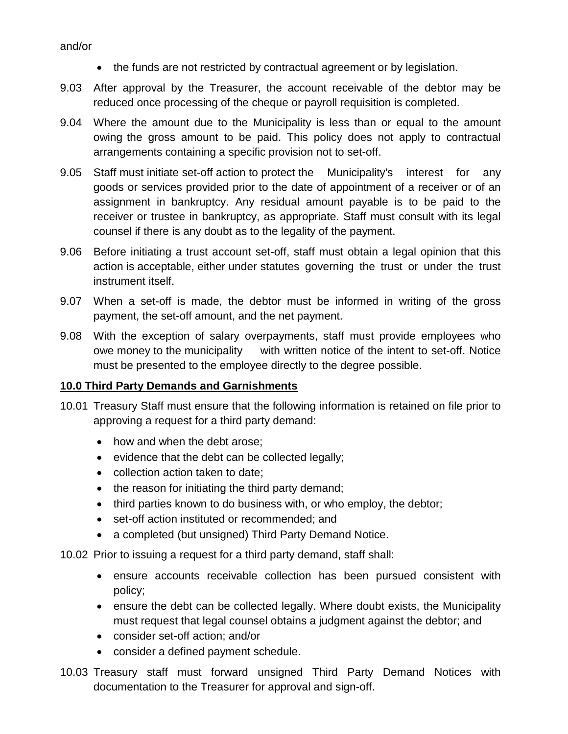and/or

- the funds are not restricted by contractual agreement or by legislation.

9.03 After approval by the Treasurer, the account receivable of the debtor may be reduced once processing of the cheque or payroll requisition is completed.

9.04 Where the amount due to the Municipality is less than or equal to the amount owing the gross amount to be paid. This policy does not apply to contractual arrangements containing a specific provision not to set-off.

9.05 Staff must initiate set-off action to protect the Municipality's interest for any goods or services provided prior to the date of appointment of a receiver or of an assignment in bankruptcy. Any residual amount payable is to be paid to the receiver or trustee in bankruptcy, as appropriate. Staff must consult with its legal counsel if there is any doubt as to the legality of the payment.

9.06 Before initiating a trust account set-off, staff must obtain a legal opinion that this action is acceptable, either under statutes governing the trust or under the trust instrument itself.

9.07 When a set-off is made, the debtor must be informed in writing of the gross payment, the set-off amount, and the net payment.

9.08 With the exception of salary overpayments, staff must provide employees who owe money to the municipality with written notice of the intent to set-off. Notice must be presented to the employee directly to the degree possible.

## 10.0 Third Party Demands and Garnishments

10.01 Treasury Staff must ensure that the following information is retained on file prior to approving a request for a third party demand:

- how and when the debt arose;
- evidence that the debt can be collected legally;
- collection action taken to date;
- the reason for initiating the third party demand;
- third parties known to do business with, or who employ, the debtor;
- set-off action instituted or recommended; and
- a completed (but unsigned) Third Party Demand Notice.

10.02 Prior to issuing a request for a third party demand, staff shall:

- ensure accounts receivable collection has been pursued consistent with policy;
- ensure the debt can be collected legally. Where doubt exists, the Municipality must request that legal counsel obtains a judgment against the debtor; and
- consider set-off action; and/or
- consider a defined payment schedule.

10.03 Treasury staff must forward unsigned Third Party Demand Notices with documentation to the Treasurer for approval and sign-off.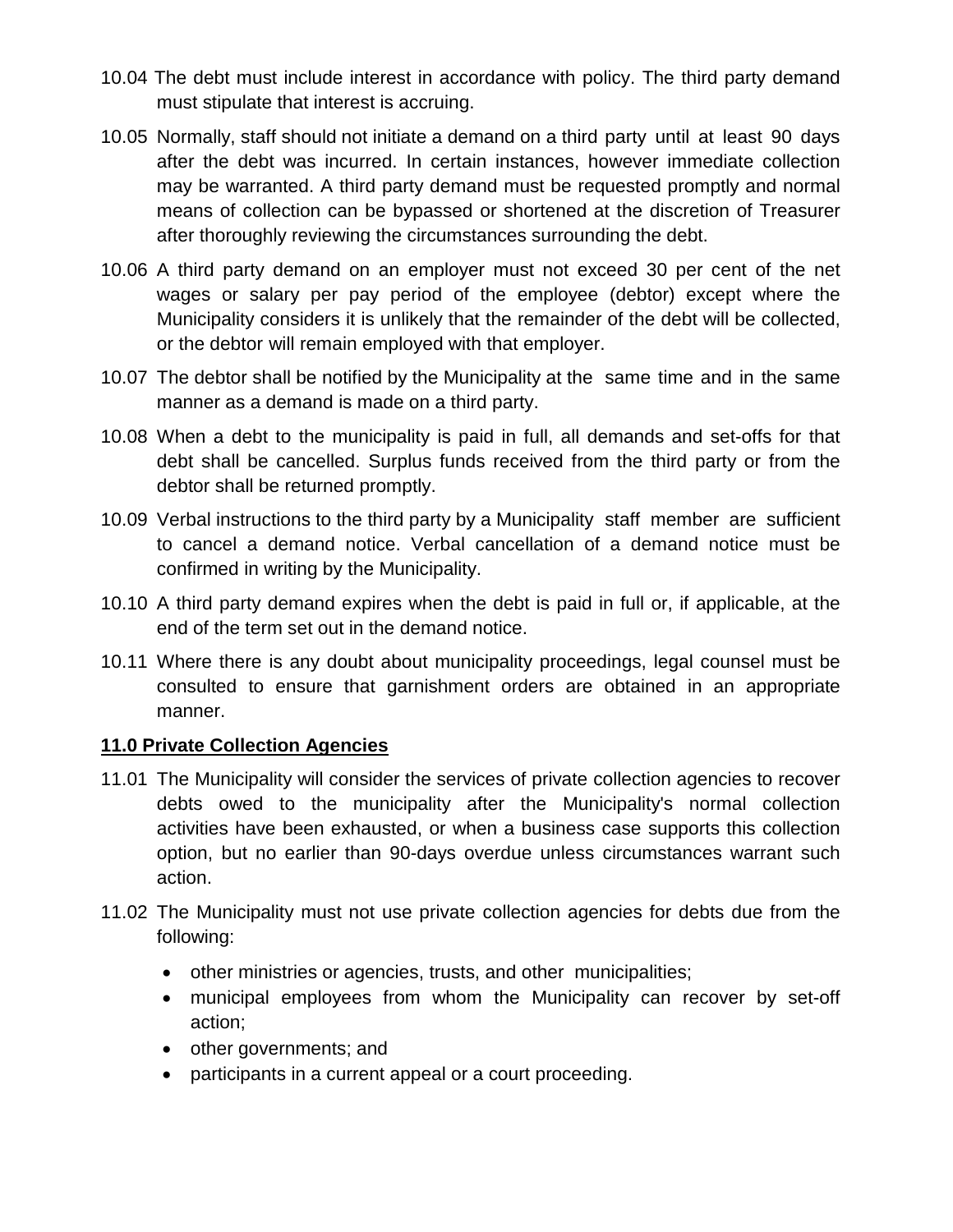10.04 The debt must include interest in accordance with policy. The third party demand must stipulate that interest is accruing.

10.05 Normally, staff should not initiate a demand on a third party until at least 90 days after the debt was incurred. In certain instances, however immediate collection may be warranted. A third party demand must be requested promptly and normal means of collection can be bypassed or shortened at the discretion of Treasurer after thoroughly reviewing the circumstances surrounding the debt.

10.06 A third party demand on an employer must not exceed 30 per cent of the net wages or salary per pay period of the employee (debtor) except where the Municipality considers it is unlikely that the remainder of the debt will be collected, or the debtor will remain employed with that employer.

10.07 The debtor shall be notified by the Municipality at the same time and in the same manner as a demand is made on a third party.

10.08 When a debt to the municipality is paid in full, all demands and set-offs for that debt shall be cancelled. Surplus funds received from the third party or from the debtor shall be returned promptly.

10.09 Verbal instructions to the third party by a Municipality staff member are sufficient to cancel a demand notice. Verbal cancellation of a demand notice must be confirmed in writing by the Municipality.

10.10 A third party demand expires when the debt is paid in full or, if applicable, at the end of the term set out in the demand notice.

10.11 Where there is any doubt about municipality proceedings, legal counsel must be consulted to ensure that garnishment orders are obtained in an appropriate manner.

## 11.0 Private Collection Agencies

11.01 The Municipality will consider the services of private collection agencies to recover debts owed to the municipality after the Municipality's normal collection activities have been exhausted, or when a business case supports this collection option, but no earlier than 90-days overdue unless circumstances warrant such action.

11.02 The Municipality must not use private collection agencies for debts due from the following:

- other ministries or agencies, trusts, and other municipalities;
- municipal employees from whom the Municipality can recover by set-off action;
- other governments; and
- participants in a current appeal or a court proceeding.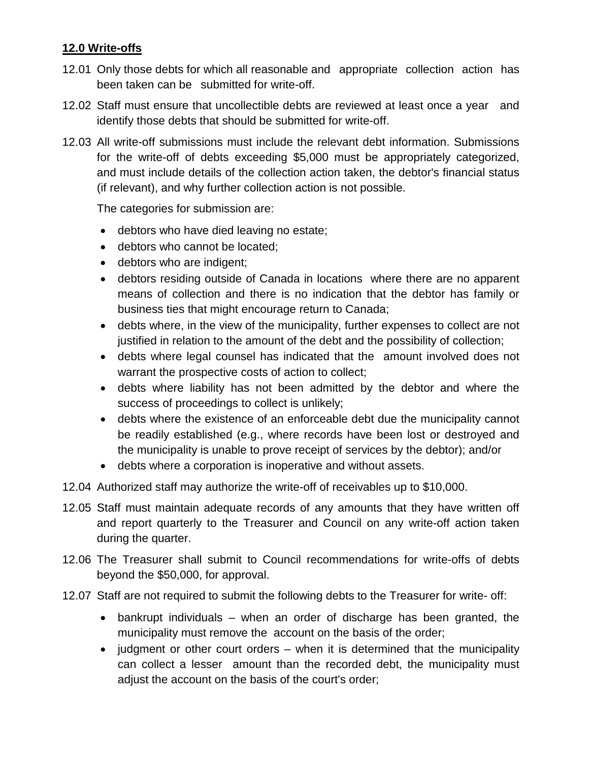## 12.0 Write-offs

12.01 Only those debts for which all reasonable and appropriate collection action has been taken can be submitted for write-off.

12.02 Staff must ensure that uncollectible debts are reviewed at least once a year and identify those debts that should be submitted for write-off.

12.03 All write-off submissions must include the relevant debt information. Submissions for the write-off of debts exceeding $5,000 must be appropriately categorized, and must include details of the collection action taken, the debtor's financial status (if relevant), and why further collection action is not possible.

The categories for submission are:

- debtors who have died leaving no estate;
- debtors who cannot be located;
- debtors who are indigent;
- debtors residing outside of Canada in locations where there are no apparent means of collection and there is no indication that the debtor has family or business ties that might encourage return to Canada;
- debts where, in the view of the municipality, further expenses to collect are not justified in relation to the amount of the debt and the possibility of collection;
- debts where legal counsel has indicated that the amount involved does not warrant the prospective costs of action to collect;
- debts where liability has not been admitted by the debtor and where the success of proceedings to collect is unlikely;
- debts where the existence of an enforceable debt due the municipality cannot be readily established (e.g., where records have been lost or destroyed and the municipality is unable to prove receipt of services by the debtor); and/or
- debts where a corporation is inoperative and without assets.

12.04 Authorized staff may authorize the write-off of receivables up to $10,000.

12.05 Staff must maintain adequate records of any amounts that they have written off and report quarterly to the Treasurer and Council on any write-off action taken during the quarter.

12.06 The Treasurer shall submit to Council recommendations for write-offs of debts beyond the $50,000, for approval.

12.07 Staff are not required to submit the following debts to the Treasurer for write- off:

- bankrupt individuals – when an order of discharge has been granted, the municipality must remove the account on the basis of the order;
- judgment or other court orders – when it is determined that the municipality can collect a lesser amount than the recorded debt, the municipality must adjust the account on the basis of the court's order;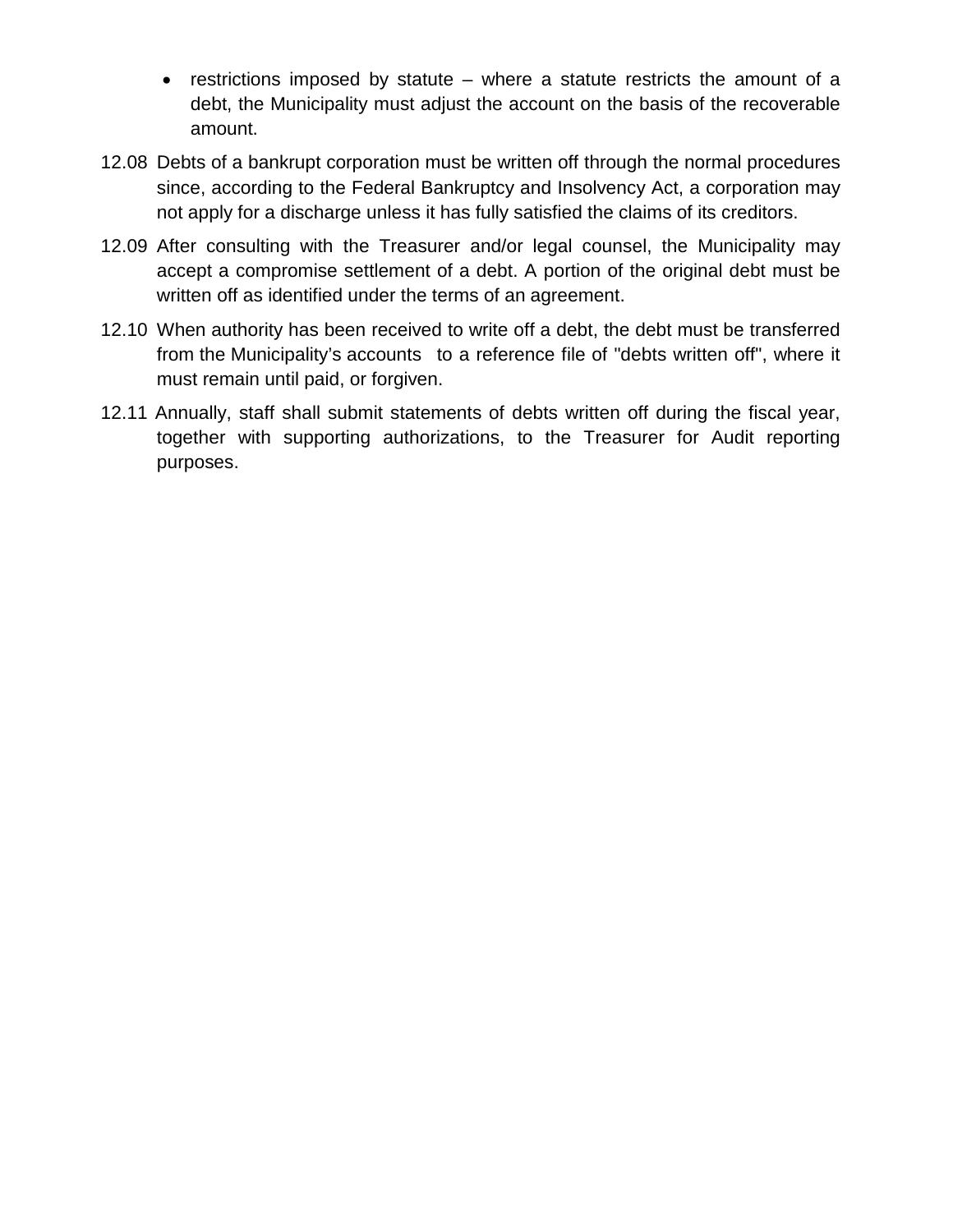- restrictions imposed by statute – where a statute restricts the amount of a debt, the Municipality must adjust the account on the basis of the recoverable amount.

12.08 Debts of a bankrupt corporation must be written off through the normal procedures since, according to the Federal Bankruptcy and Insolvency Act, a corporation may not apply for a discharge unless it has fully satisfied the claims of its creditors.

12.09 After consulting with the Treasurer and/or legal counsel, the Municipality may accept a compromise settlement of a debt. A portion of the original debt must be written off as identified under the terms of an agreement.

12.10 When authority has been received to write off a debt, the debt must be transferred from the Municipality's accounts to a reference file of "debts written off", where it must remain until paid, or forgiven.

12.11 Annually, staff shall submit statements of debts written off during the fiscal year, together with supporting authorizations, to the Treasurer for Audit reporting purposes.